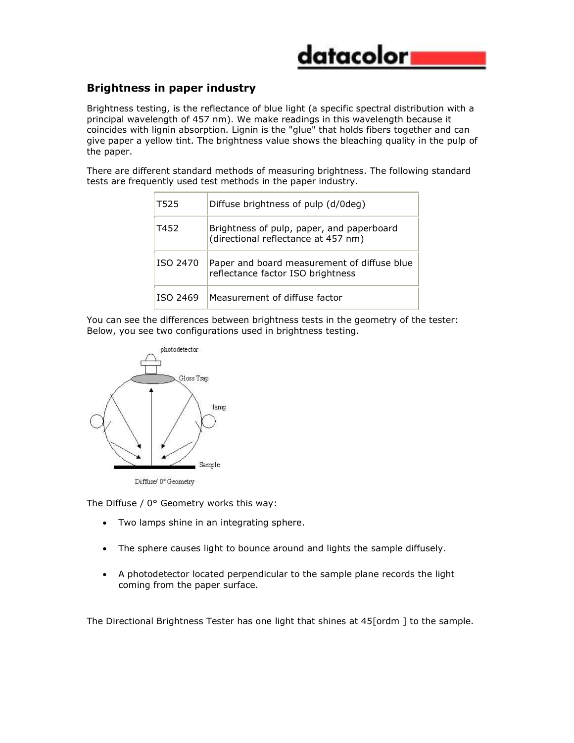## Brightness in paper industry

Brightness testing, is the reflectance of blue light (a specific spectral distribution with a principal wavelength of 457 nm). We make readings in this wavelength because it coincides with lignin absorption. Lignin is the "glue" that holds fibers together and can give paper a yellow tint. The brightness value shows the bleaching quality in the pulp of the paper.

There are different standard methods of measuring brightness. The following standard tests are frequently used test methods in the paper industry.

| | |
|---|---|
| T525 | Diffuse brightness of pulp (d/0deg) |
| T452 | Brightness of pulp, paper, and paperboard (directional reflectance at 457 nm) |
| ISO 2470 | Paper and board measurement of diffuse blue reflectance factor ISO brightness |
| ISO 2469 | Measurement of diffuse factor |

You can see the differences between brightness tests in the geometry of the tester: Below, you see two configurations used in brightness testing.

photodetector

Gloss Trap

lamp

Sample

Diffuse/ 0° Geometry

The Diffuse / 0° Geometry works this way:

- Two lamps shine in an integrating sphere.
- The sphere causes light to bounce around and lights the sample diffusely.
- A photodetector located perpendicular to the sample plane records the light coming from the paper surface.

The Directional Brightness Tester has one light that shines at 45[ordm ] to the sample.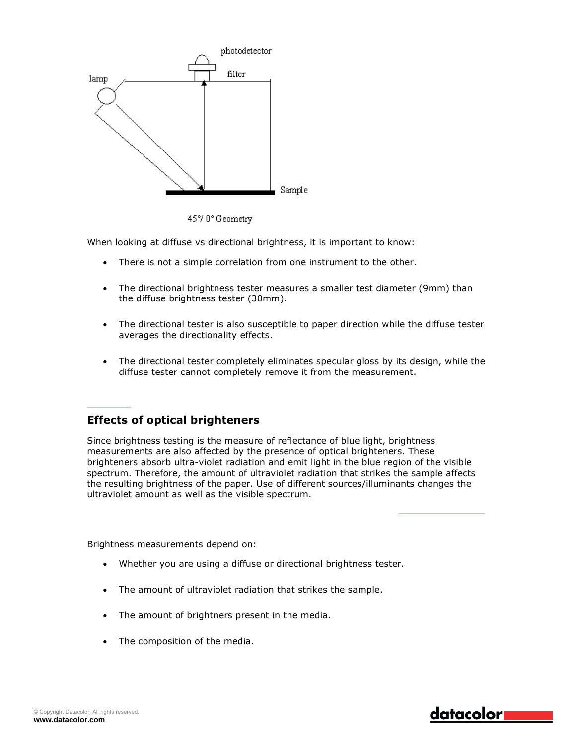photodetector

lamp

filter

Sample

45°/ 0° Geometry

When looking at diffuse vs directional brightness, it is important to know:

- There is not a simple correlation from one instrument to the other.
- The directional brightness tester measures a smaller test diameter (9mm) than the diffuse brightness tester (30mm).
- The directional tester is also susceptible to paper direction while the diffuse tester averages the directionality effects.
- The directional tester completely eliminates specular gloss by its design, while the diffuse tester cannot completely remove it from the measurement.

## Effects of optical brighteners

Since brightness testing is the measure of reflectance of blue light, brightness measurements are also affected by the presence of optical brighteners. These brighteners absorb ultra-violet radiation and emit light in the blue region of the visible spectrum. Therefore, the amount of ultraviolet radiation that strikes the sample affects the resulting brightness of the paper. Use of different sources/illuminants changes the ultraviolet amount as well as the visible spectrum.

Brightness measurements depend on:

- Whether you are using a diffuse or directional brightness tester.
- The amount of ultraviolet radiation that strikes the sample.
- The amount of brightners present in the media.
- The composition of the media.